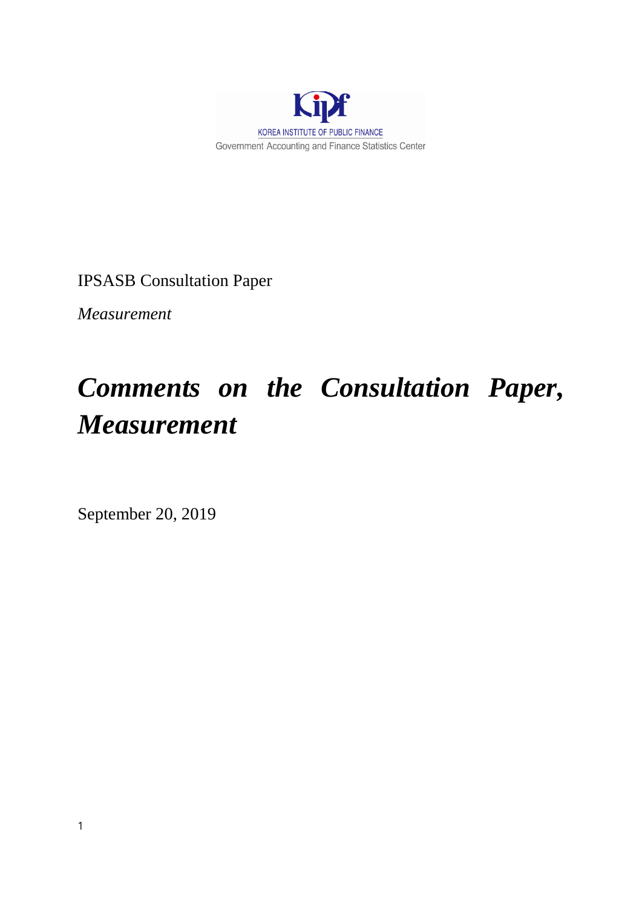KOREA INSTITUTE OF PUBLIC FINANCE

Government Accounting and Finance Statistics Center

IPSASB Consultation Paper

*Measurement*

# *Comments on the Consultation Paper, Measurement*

September 20, 2019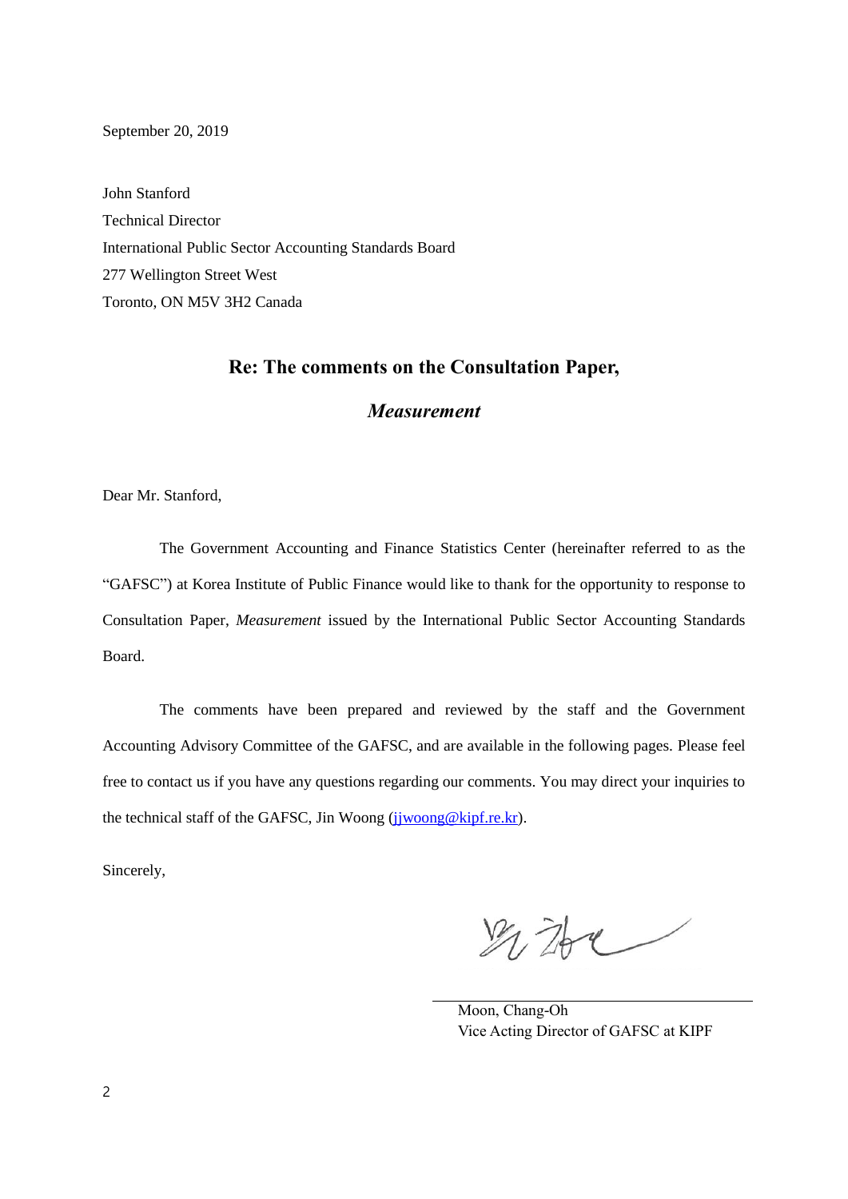September 20, 2019

John Stanford
Technical Director
International Public Sector Accounting Standards Board
277 Wellington Street West
Toronto, ON M5V 3H2 Canada

## Re: The comments on the Consultation Paper, *Measurement*

Dear Mr. Stanford,

The Government Accounting and Finance Statistics Center (hereinafter referred to as the "GAFSC") at Korea Institute of Public Finance would like to thank for the opportunity to response to Consultation Paper, *Measurement* issued by the International Public Sector Accounting Standards Board.

The comments have been prepared and reviewed by the staff and the Government Accounting Advisory Committee of the GAFSC, and are available in the following pages. Please feel free to contact us if you have any questions regarding our comments. You may direct your inquiries to the technical staff of the GAFSC, Jin Woong (jjwoong@kipf.re.kr).

Sincerely,

Moon, Chang-Oh
Vice Acting Director of GAFSC at KIPF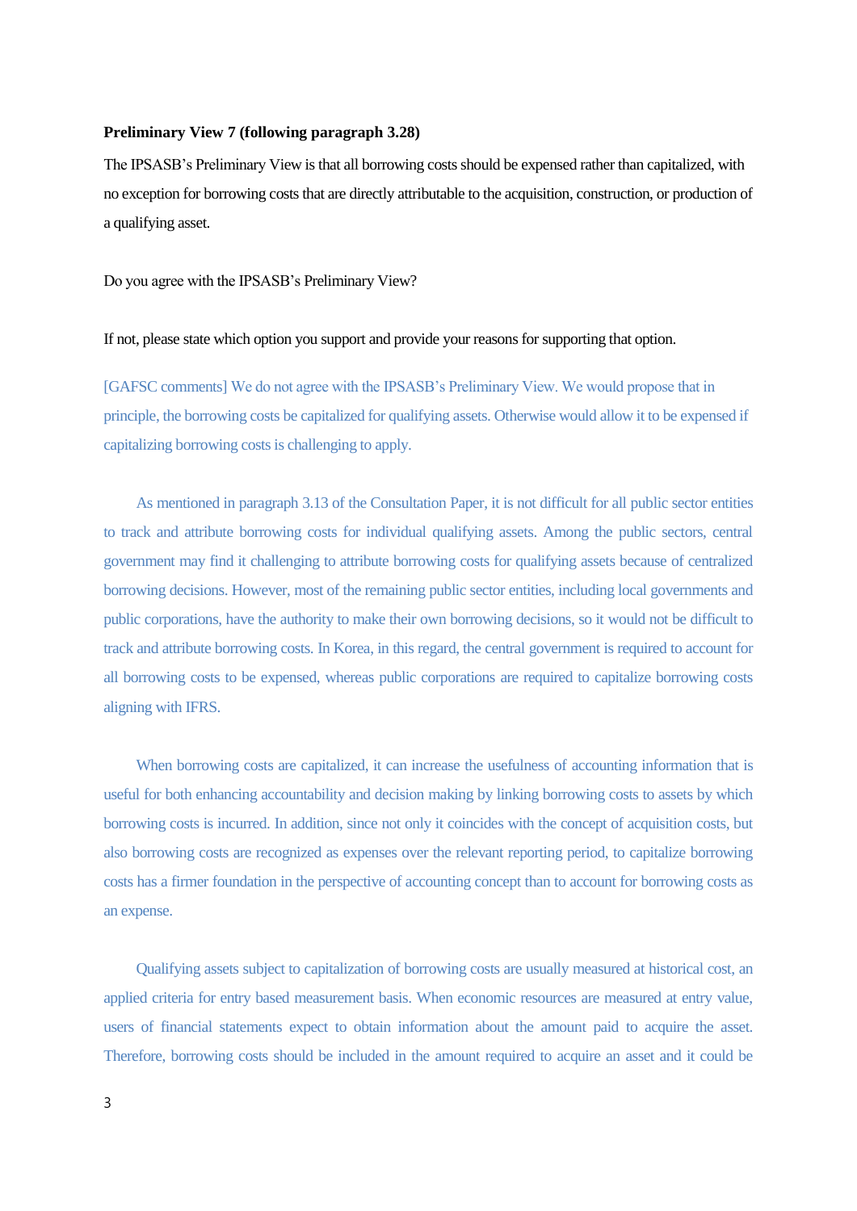**Preliminary View 7 (following paragraph 3.28)**

The IPSASB's Preliminary View is that all borrowing costs should be expensed rather than capitalized, with no exception for borrowing costs that are directly attributable to the acquisition, construction, or production of a qualifying asset.

Do you agree with the IPSASB's Preliminary View?

If not, please state which option you support and provide your reasons for supporting that option.

[GAFSC comments] We do not agree with the IPSASB's Preliminary View. We would propose that in principle, the borrowing costs be capitalized for qualifying assets. Otherwise would allow it to be expensed if capitalizing borrowing costs is challenging to apply.

As mentioned in paragraph 3.13 of the Consultation Paper, it is not difficult for all public sector entities to track and attribute borrowing costs for individual qualifying assets. Among the public sectors, central government may find it challenging to attribute borrowing costs for qualifying assets because of centralized borrowing decisions. However, most of the remaining public sector entities, including local governments and public corporations, have the authority to make their own borrowing decisions, so it would not be difficult to track and attribute borrowing costs. In Korea, in this regard, the central government is required to account for all borrowing costs to be expensed, whereas public corporations are required to capitalize borrowing costs aligning with IFRS.

When borrowing costs are capitalized, it can increase the usefulness of accounting information that is useful for both enhancing accountability and decision making by linking borrowing costs to assets by which borrowing costs is incurred. In addition, since not only it coincides with the concept of acquisition costs, but also borrowing costs are recognized as expenses over the relevant reporting period, to capitalize borrowing costs has a firmer foundation in the perspective of accounting concept than to account for borrowing costs as an expense.

Qualifying assets subject to capitalization of borrowing costs are usually measured at historical cost, an applied criteria for entry based measurement basis. When economic resources are measured at entry value, users of financial statements expect to obtain information about the amount paid to acquire the asset. Therefore, borrowing costs should be included in the amount required to acquire an asset and it could be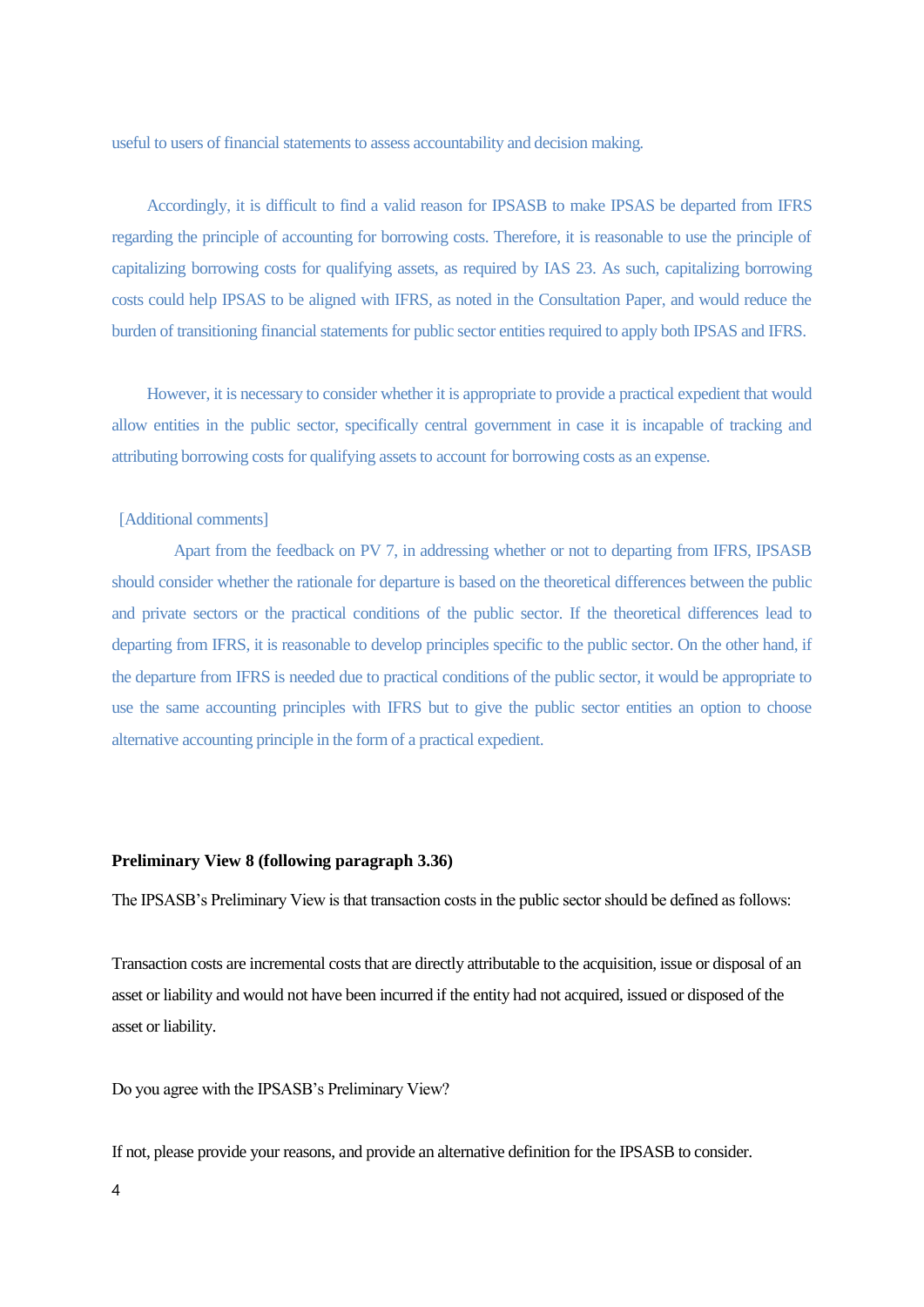useful to users of financial statements to assess accountability and decision making.

Accordingly, it is difficult to find a valid reason for IPSASB to make IPSAS be departed from IFRS regarding the principle of accounting for borrowing costs. Therefore, it is reasonable to use the principle of capitalizing borrowing costs for qualifying assets, as required by IAS 23. As such, capitalizing borrowing costs could help IPSAS to be aligned with IFRS, as noted in the Consultation Paper, and would reduce the burden of transitioning financial statements for public sector entities required to apply both IPSAS and IFRS.

However, it is necessary to consider whether it is appropriate to provide a practical expedient that would allow entities in the public sector, specifically central government in case it is incapable of tracking and attributing borrowing costs for qualifying assets to account for borrowing costs as an expense.

[Additional comments]

Apart from the feedback on PV 7, in addressing whether or not to departing from IFRS, IPSASB should consider whether the rationale for departure is based on the theoretical differences between the public and private sectors or the practical conditions of the public sector. If the theoretical differences lead to departing from IFRS, it is reasonable to develop principles specific to the public sector. On the other hand, if the departure from IFRS is needed due to practical conditions of the public sector, it would be appropriate to use the same accounting principles with IFRS but to give the public sector entities an option to choose alternative accounting principle in the form of a practical expedient.

**Preliminary View 8 (following paragraph 3.36)**

The IPSASB's Preliminary View is that transaction costs in the public sector should be defined as follows:

Transaction costs are incremental costs that are directly attributable to the acquisition, issue or disposal of an asset or liability and would not have been incurred if the entity had not acquired, issued or disposed of the asset or liability.

Do you agree with the IPSASB's Preliminary View?

If not, please provide your reasons, and provide an alternative definition for the IPSASB to consider.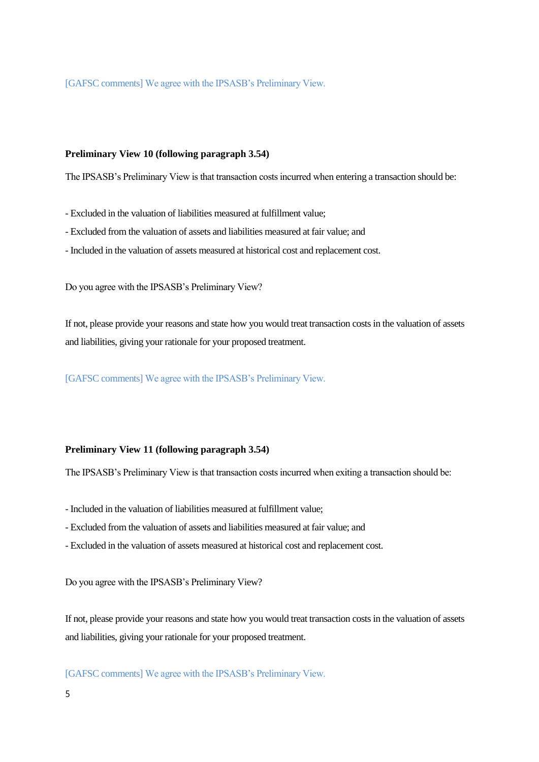[GAFSC comments] We agree with the IPSASB's Preliminary View.

**Preliminary View 10 (following paragraph 3.54)**

The IPSASB's Preliminary View is that transaction costs incurred when entering a transaction should be:

- Excluded in the valuation of liabilities measured at fulfillment value;
- Excluded from the valuation of assets and liabilities measured at fair value; and
- Included in the valuation of assets measured at historical cost and replacement cost.

Do you agree with the IPSASB's Preliminary View?

If not, please provide your reasons and state how you would treat transaction costs in the valuation of assets and liabilities, giving your rationale for your proposed treatment.

[GAFSC comments] We agree with the IPSASB's Preliminary View.

**Preliminary View 11 (following paragraph 3.54)**

The IPSASB's Preliminary View is that transaction costs incurred when exiting a transaction should be:

- Included in the valuation of liabilities measured at fulfillment value;
- Excluded from the valuation of assets and liabilities measured at fair value; and
- Excluded in the valuation of assets measured at historical cost and replacement cost.

Do you agree with the IPSASB's Preliminary View?

If not, please provide your reasons and state how you would treat transaction costs in the valuation of assets and liabilities, giving your rationale for your proposed treatment.

[GAFSC comments] We agree with the IPSASB's Preliminary View.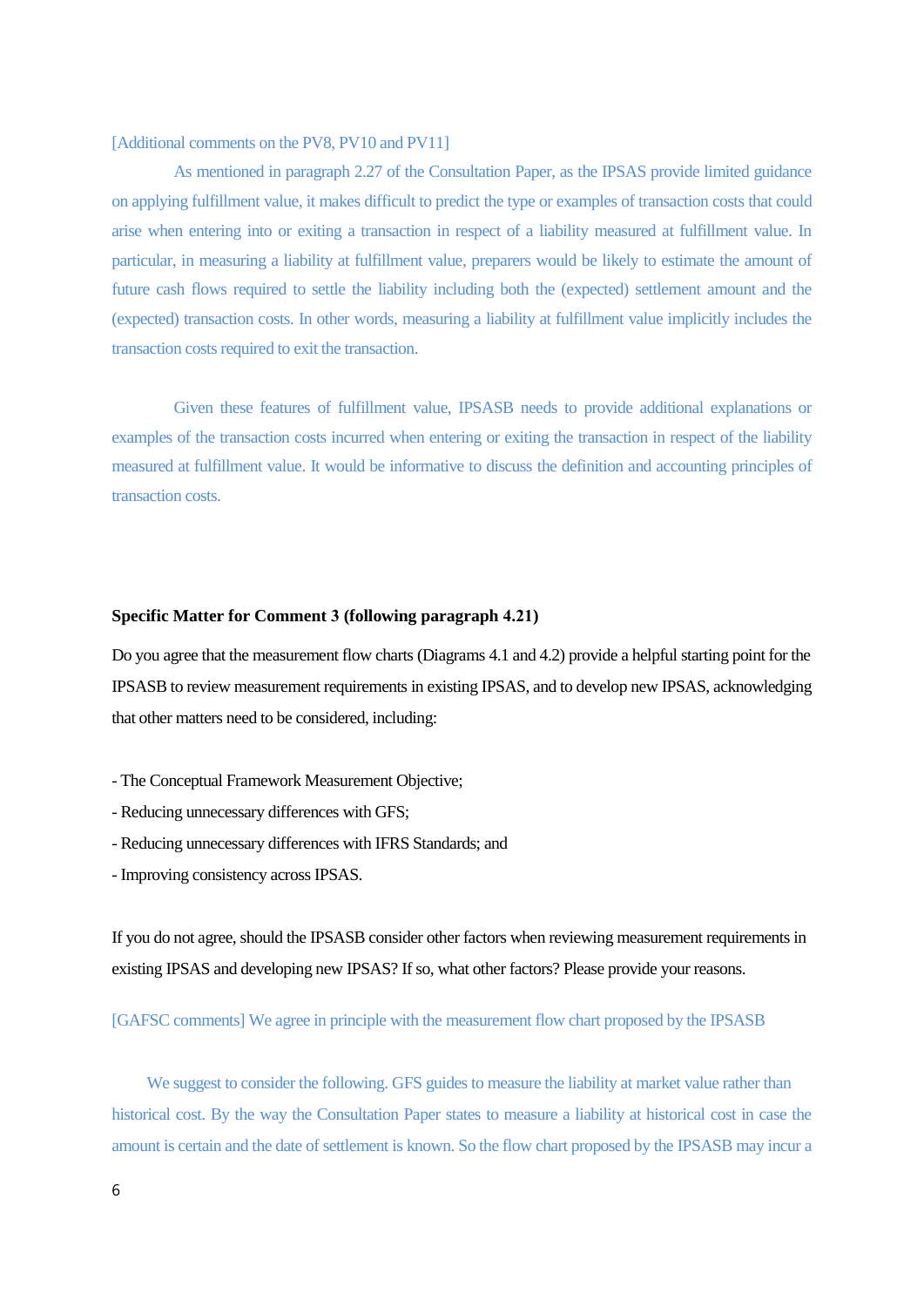[Additional comments on the PV8, PV10 and PV11]

As mentioned in paragraph 2.27 of the Consultation Paper, as the IPSAS provide limited guidance on applying fulfillment value, it makes difficult to predict the type or examples of transaction costs that could arise when entering into or exiting a transaction in respect of a liability measured at fulfillment value. In particular, in measuring a liability at fulfillment value, preparers would be likely to estimate the amount of future cash flows required to settle the liability including both the (expected) settlement amount and the (expected) transaction costs. In other words, measuring a liability at fulfillment value implicitly includes the transaction costs required to exit the transaction.

Given these features of fulfillment value, IPSASB needs to provide additional explanations or examples of the transaction costs incurred when entering or exiting the transaction in respect of the liability measured at fulfillment value. It would be informative to discuss the definition and accounting principles of transaction costs.

**Specific Matter for Comment 3 (following paragraph 4.21)**

Do you agree that the measurement flow charts (Diagrams 4.1 and 4.2) provide a helpful starting point for the IPSASB to review measurement requirements in existing IPSAS, and to develop new IPSAS, acknowledging that other matters need to be considered, including:

- The Conceptual Framework Measurement Objective;
- Reducing unnecessary differences with GFS;
- Reducing unnecessary differences with IFRS Standards; and
- Improving consistency across IPSAS.

If you do not agree, should the IPSASB consider other factors when reviewing measurement requirements in existing IPSAS and developing new IPSAS? If so, what other factors? Please provide your reasons.

[GAFSC comments] We agree in principle with the measurement flow chart proposed by the IPSASB

We suggest to consider the following. GFS guides to measure the liability at market value rather than historical cost. By the way the Consultation Paper states to measure a liability at historical cost in case the amount is certain and the date of settlement is known. So the flow chart proposed by the IPSASB may incur a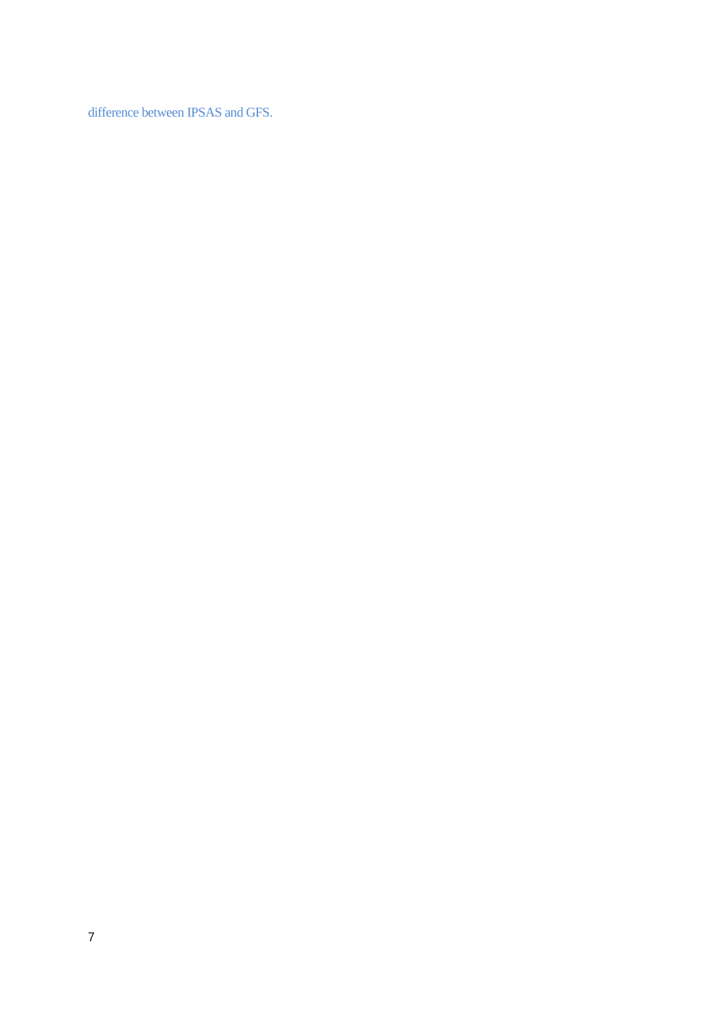difference between IPSAS and GFS.